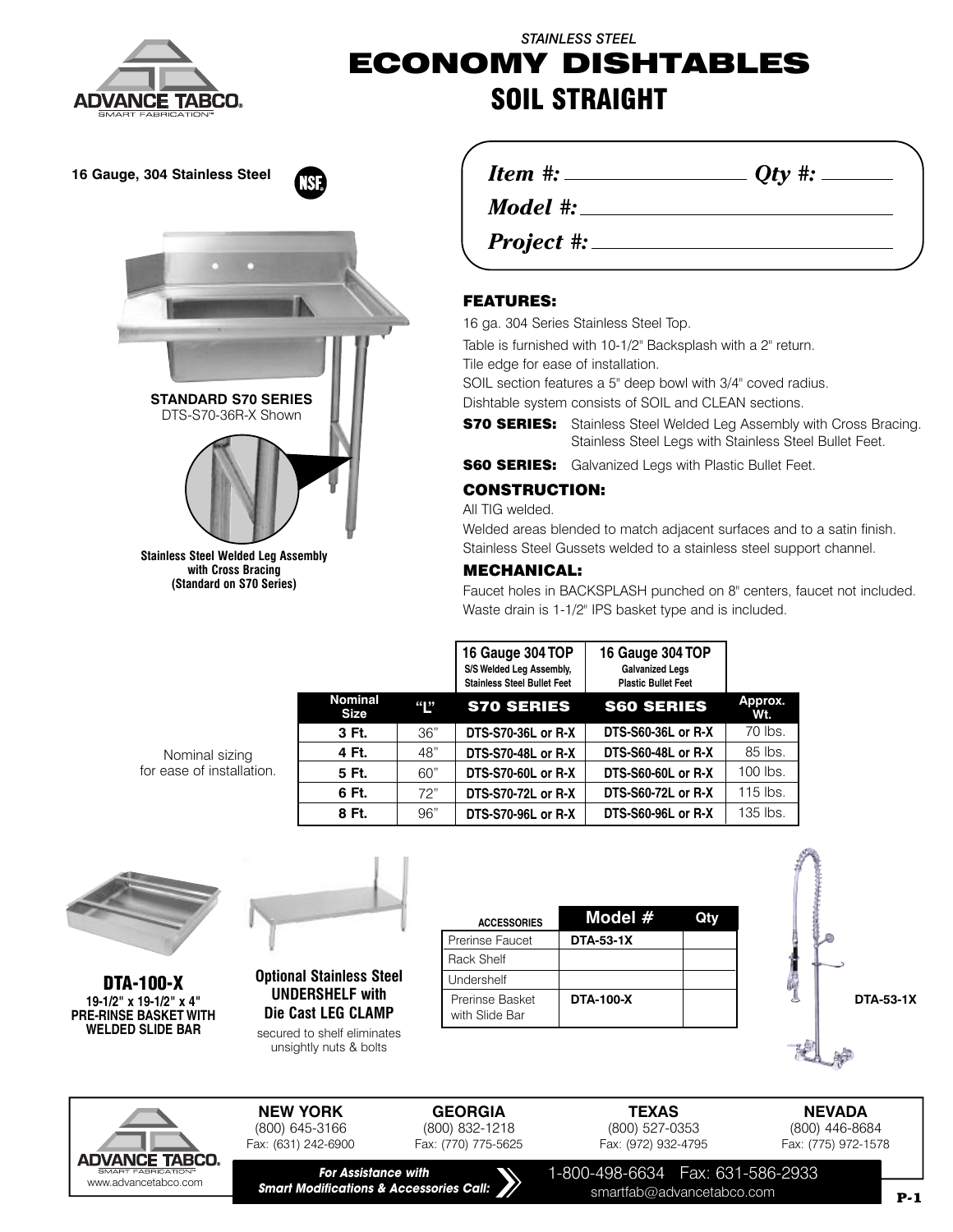STAINLESS STEEL

# ECONOMY DISHTABLES

## SOIL STRAIGHT

**16 Gauge, 304 Stainless Steel**

*Item #:* ________________ *Qty #:* ________

*Model #:* ________________________________

*Project #:* ________________________________

**STANDARD S70 SERIES**
DTS-S70-36R-X Shown

**Stainless Steel Welded Leg Assembly with Cross Bracing (Standard on S70 Series)**

### FEATURES:

16 ga. 304 Series Stainless Steel Top.

Table is furnished with 10-1/2" Backsplash with a 2" return.

Tile edge for ease of installation.

SOIL section features a 5" deep bowl with 3/4" coved radius.

Dishtable system consists of SOIL and CLEAN sections.

**S70 SERIES:** Stainless Steel Welded Leg Assembly with Cross Bracing. Stainless Steel Legs with Stainless Steel Bullet Feet.

**S60 SERIES:** Galvanized Legs with Plastic Bullet Feet.

### CONSTRUCTION:

All TIG welded.

Welded areas blended to match adjacent surfaces and to a satin finish.

Stainless Steel Gussets welded to a stainless steel support channel.

### MECHANICAL:

Faucet holes in BACKSPLASH punched on 8" centers, faucet not included.

Waste drain is 1-1/2" IPS basket type and is included.

Nominal sizing for ease of installation.

| | | 16 Gauge 304 TOP S/S Welded Leg Assembly, Stainless Steel Bullet Feet | 16 Gauge 304 TOP Galvanized Legs Plastic Bullet Feet | |
|---|---|---|---|---|
| Nominal Size | "L" | S70 SERIES | S60 SERIES | Approx. Wt. |
| 3 Ft. | 36" | DTS-S70-36L or R-X | DTS-S60-36L or R-X | 70 lbs. |
| 4 Ft. | 48" | DTS-S70-48L or R-X | DTS-S60-48L or R-X | 85 lbs. |
| 5 Ft. | 60" | DTS-S70-60L or R-X | DTS-S60-60L or R-X | 100 lbs. |
| 6 Ft. | 72" | DTS-S70-72L or R-X | DTS-S60-72L or R-X | 115 lbs. |
| 8 Ft. | 96" | DTS-S70-96L or R-X | DTS-S60-96L or R-X | 135 lbs. |

**DTA-100-X**
**19-1/2" x 19-1/2" x 4" PRE-RINSE BASKET WITH WELDED SLIDE BAR**

**Optional Stainless Steel UNDERSHELF with Die Cast LEG CLAMP**
secured to shelf eliminates unsightly nuts & bolts

| ACCESSORIES | Model # | Qty |
|---|---|---|
| Prerinse Faucet | DTA-53-1X | |
| Rack Shelf | | |
| Undershelf | | |
| Prerinse Basket with Slide Bar | DTA-100-X | |

DTA-53-1X

**NEW YORK**
(800) 645-3166
Fax: (631) 242-6900

**GEORGIA**
(800) 832-1218
Fax: (770) 775-5625

**TEXAS**
(800) 527-0353
Fax: (972) 932-4795

**NEVADA**
(800) 446-8684
Fax: (775) 972-1578

www.advancetabco.com

***For Assistance with Smart Modifications & Accessories Call:*** 1-800-498-6634 Fax: 631-586-2933
smartfab@advancetabco.com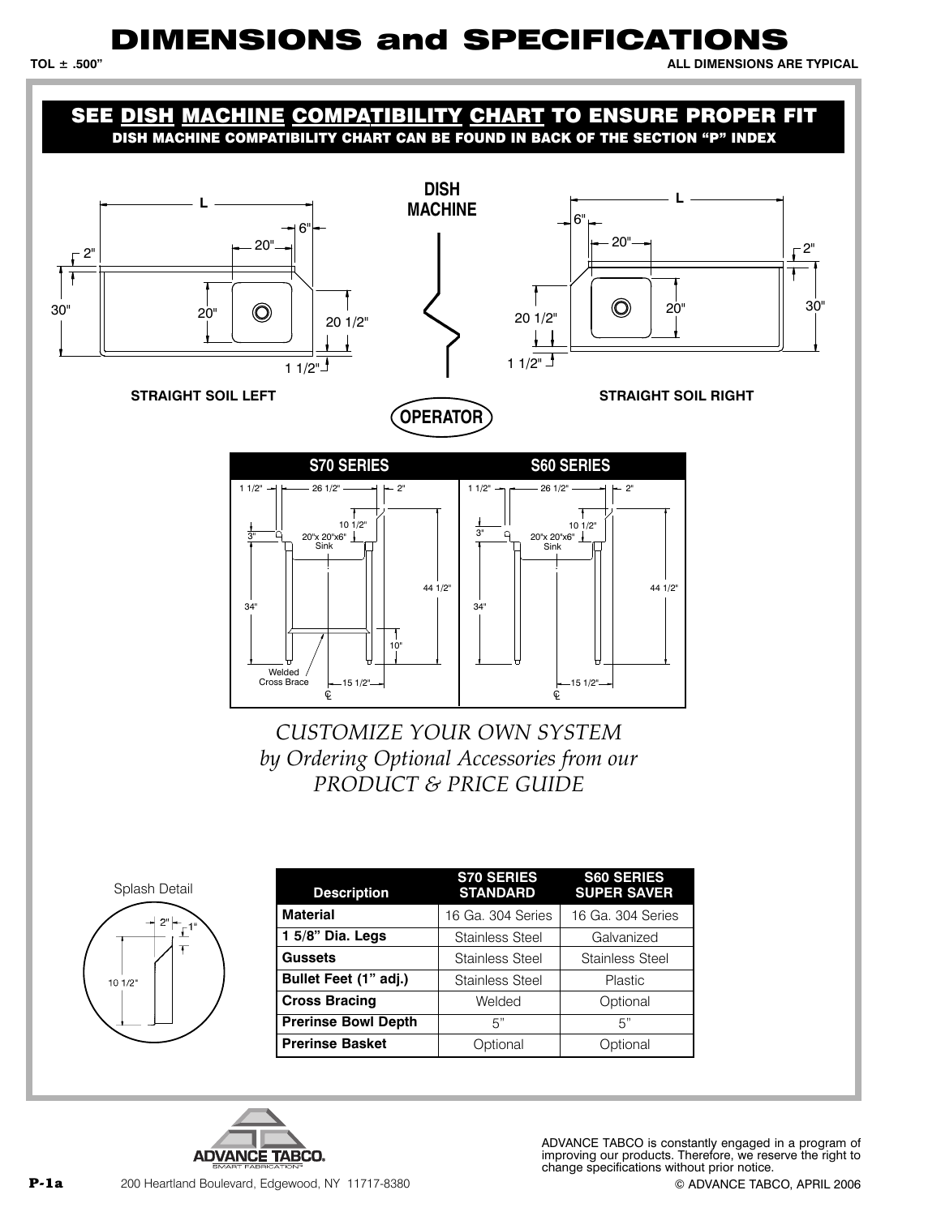# DIMENSIONS and SPECIFICATIONS

TOL ± .500"

ALL DIMENSIONS ARE TYPICAL

**SEE DISH MACHINE COMPATIBILITY CHART TO ENSURE PROPER FIT**

**DISH MACHINE COMPATIBILITY CHART CAN BE FOUND IN BACK OF THE SECTION "P" INDEX**

L
6"
20"
2"
30"
20"
20 1/2"
1 1/2"

**STRAIGHT SOIL LEFT**

DISH MACHINE

OPERATOR

L
6"
20"
2"
20 1/2"
20"
30"
1 1/2"

**STRAIGHT SOIL RIGHT**

**S70 SERIES**

1 1/2"
26 1/2"
2"
10 1/2"
3"
20"x 20"x6" Sink
44 1/2"
34"
10"
Welded Cross Brace
15 1/2"
℄

**S60 SERIES**

1 1/2"
26 1/2"
2"
10 1/2"
3"
20"x 20"x6" Sink
44 1/2"
34"
15 1/2"
℄

*CUSTOMIZE YOUR OWN SYSTEM by Ordering Optional Accessories from our PRODUCT & PRICE GUIDE*

Splash Detail

2"
1"
10 1/2"

| Description | S70 SERIES STANDARD | S60 SERIES SUPER SAVER |
|---|---|---|
| **Material** | 16 Ga. 304 Series | 16 Ga. 304 Series |
| **1 5/8" Dia. Legs** | Stainless Steel | Galvanized |
| **Gussets** | Stainless Steel | Stainless Steel |
| **Bullet Feet (1" adj.)** | Stainless Steel | Plastic |
| **Cross Bracing** | Welded | Optional |
| **Prerinse Bowl Depth** | 5" | 5" |
| **Prerinse Basket** | Optional | Optional |

ADVANCE TABCO. SMART FABRICATION™

200 Heartland Boulevard, Edgewood, NY 11717-8380

ADVANCE TABCO is constantly engaged in a program of improving our products. Therefore, we reserve the right to change specifications without prior notice.

© ADVANCE TABCO, APRIL 2006